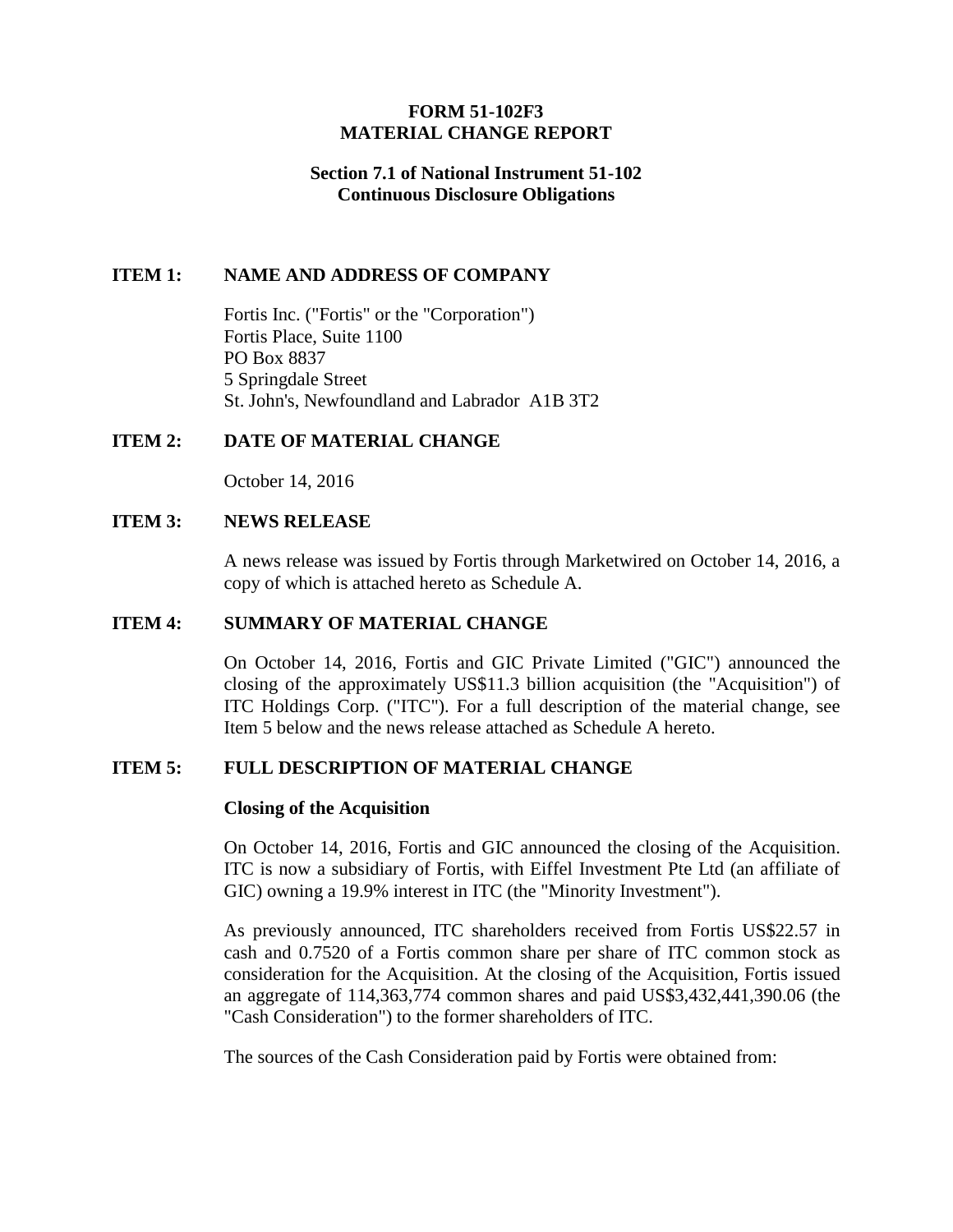# FORM 51-102F3
# MATERIAL CHANGE REPORT

## Section 7.1 of National Instrument 51-102
## Continuous Disclosure Obligations

## ITEM 1: NAME AND ADDRESS OF COMPANY

Fortis Inc. ("Fortis" or the "Corporation")
Fortis Place, Suite 1100
PO Box 8837
5 Springdale Street
St. John's, Newfoundland and Labrador A1B 3T2

## ITEM 2: DATE OF MATERIAL CHANGE

October 14, 2016

## ITEM 3: NEWS RELEASE

A news release was issued by Fortis through Marketwired on October 14, 2016, a copy of which is attached hereto as Schedule A.

## ITEM 4: SUMMARY OF MATERIAL CHANGE

On October 14, 2016, Fortis and GIC Private Limited ("GIC") announced the closing of the approximately US$11.3 billion acquisition (the "Acquisition") of ITC Holdings Corp. ("ITC"). For a full description of the material change, see Item 5 below and the news release attached as Schedule A hereto.

## ITEM 5: FULL DESCRIPTION OF MATERIAL CHANGE

**Closing of the Acquisition**

On October 14, 2016, Fortis and GIC announced the closing of the Acquisition. ITC is now a subsidiary of Fortis, with Eiffel Investment Pte Ltd (an affiliate of GIC) owning a 19.9% interest in ITC (the "Minority Investment").

As previously announced, ITC shareholders received from Fortis US$22.57 in cash and 0.7520 of a Fortis common share per share of ITC common stock as consideration for the Acquisition. At the closing of the Acquisition, Fortis issued an aggregate of 114,363,774 common shares and paid US$3,432,441,390.06 (the "Cash Consideration") to the former shareholders of ITC.

The sources of the Cash Consideration paid by Fortis were obtained from: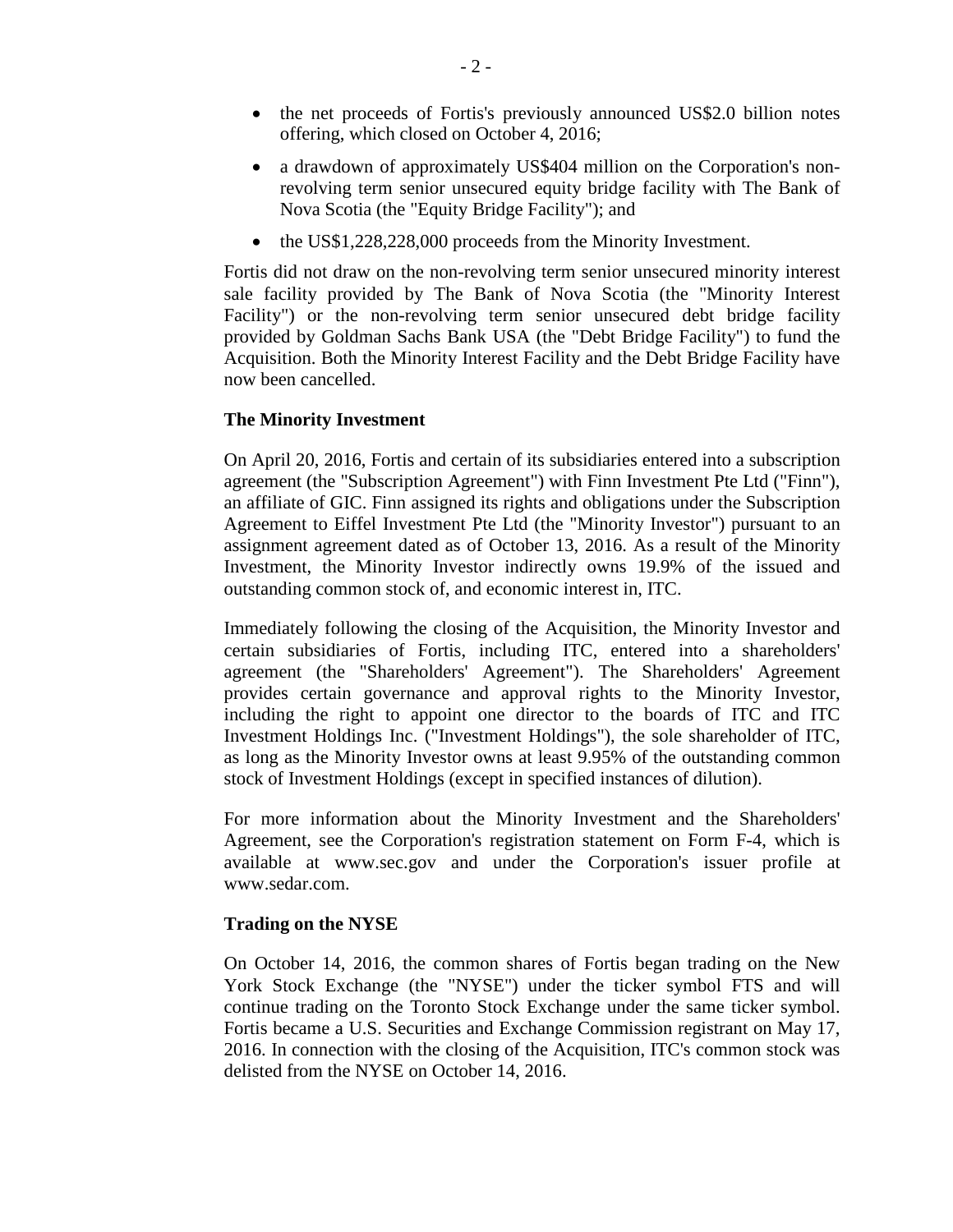- the net proceeds of Fortis's previously announced US$2.0 billion notes offering, which closed on October 4, 2016;
- a drawdown of approximately US$404 million on the Corporation's non-revolving term senior unsecured equity bridge facility with The Bank of Nova Scotia (the "Equity Bridge Facility"); and
- the US$1,228,228,000 proceeds from the Minority Investment.

Fortis did not draw on the non-revolving term senior unsecured minority interest sale facility provided by The Bank of Nova Scotia (the "Minority Interest Facility") or the non-revolving term senior unsecured debt bridge facility provided by Goldman Sachs Bank USA (the "Debt Bridge Facility") to fund the Acquisition. Both the Minority Interest Facility and the Debt Bridge Facility have now been cancelled.

**The Minority Investment**

On April 20, 2016, Fortis and certain of its subsidiaries entered into a subscription agreement (the "Subscription Agreement") with Finn Investment Pte Ltd ("Finn"), an affiliate of GIC. Finn assigned its rights and obligations under the Subscription Agreement to Eiffel Investment Pte Ltd (the "Minority Investor") pursuant to an assignment agreement dated as of October 13, 2016. As a result of the Minority Investment, the Minority Investor indirectly owns 19.9% of the issued and outstanding common stock of, and economic interest in, ITC.

Immediately following the closing of the Acquisition, the Minority Investor and certain subsidiaries of Fortis, including ITC, entered into a shareholders' agreement (the "Shareholders' Agreement"). The Shareholders' Agreement provides certain governance and approval rights to the Minority Investor, including the right to appoint one director to the boards of ITC and ITC Investment Holdings Inc. ("Investment Holdings"), the sole shareholder of ITC, as long as the Minority Investor owns at least 9.95% of the outstanding common stock of Investment Holdings (except in specified instances of dilution).

For more information about the Minority Investment and the Shareholders' Agreement, see the Corporation's registration statement on Form F-4, which is available at www.sec.gov and under the Corporation's issuer profile at www.sedar.com.

**Trading on the NYSE**

On October 14, 2016, the common shares of Fortis began trading on the New York Stock Exchange (the "NYSE") under the ticker symbol FTS and will continue trading on the Toronto Stock Exchange under the same ticker symbol. Fortis became a U.S. Securities and Exchange Commission registrant on May 17, 2016. In connection with the closing of the Acquisition, ITC's common stock was delisted from the NYSE on October 14, 2016.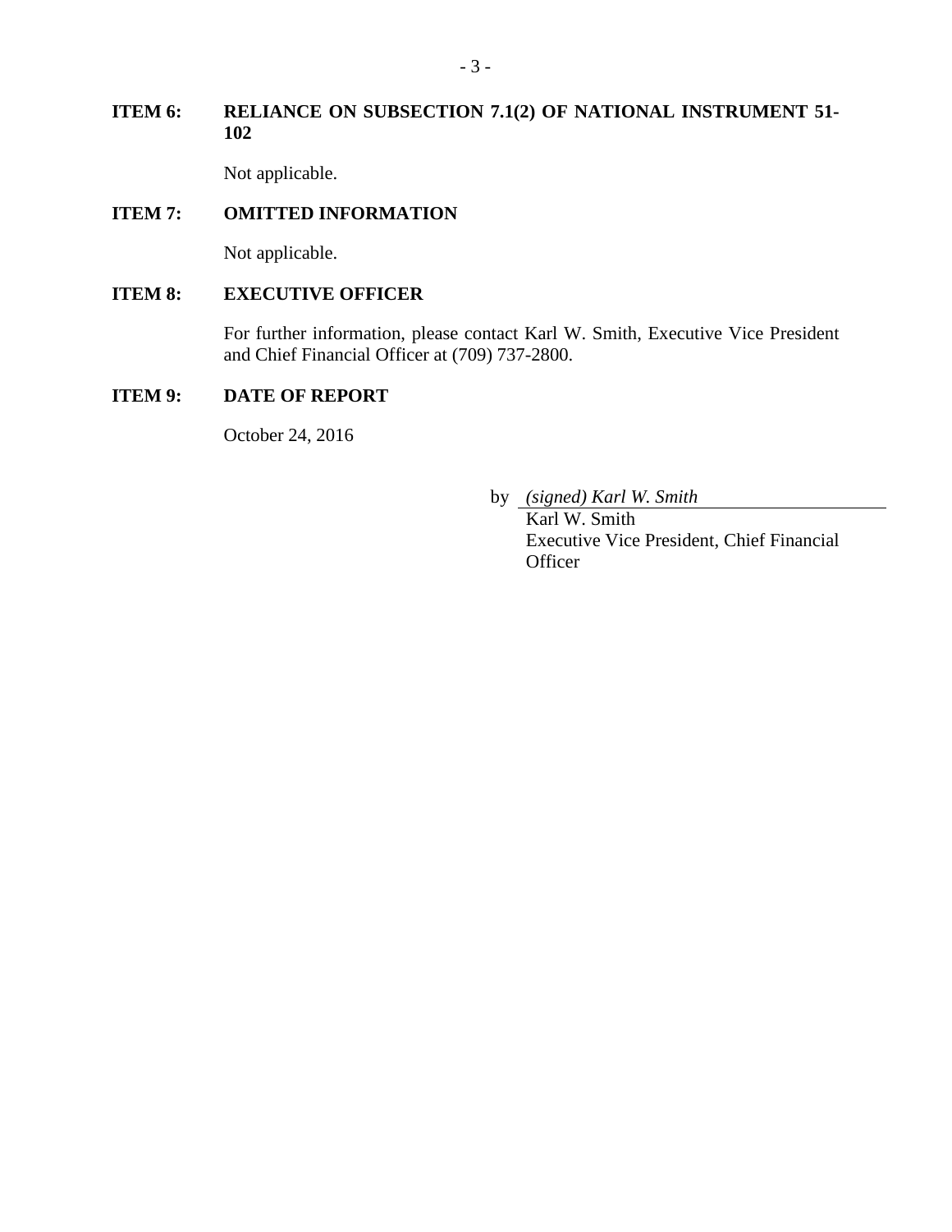**ITEM 6: RELIANCE ON SUBSECTION 7.1(2) OF NATIONAL INSTRUMENT 51-102**

Not applicable.

**ITEM 7: OMITTED INFORMATION**

Not applicable.

**ITEM 8: EXECUTIVE OFFICER**

For further information, please contact Karl W. Smith, Executive Vice President and Chief Financial Officer at (709) 737-2800.

**ITEM 9: DATE OF REPORT**

October 24, 2016

by *(signed) Karl W. Smith*
Karl W. Smith
Executive Vice President, Chief Financial Officer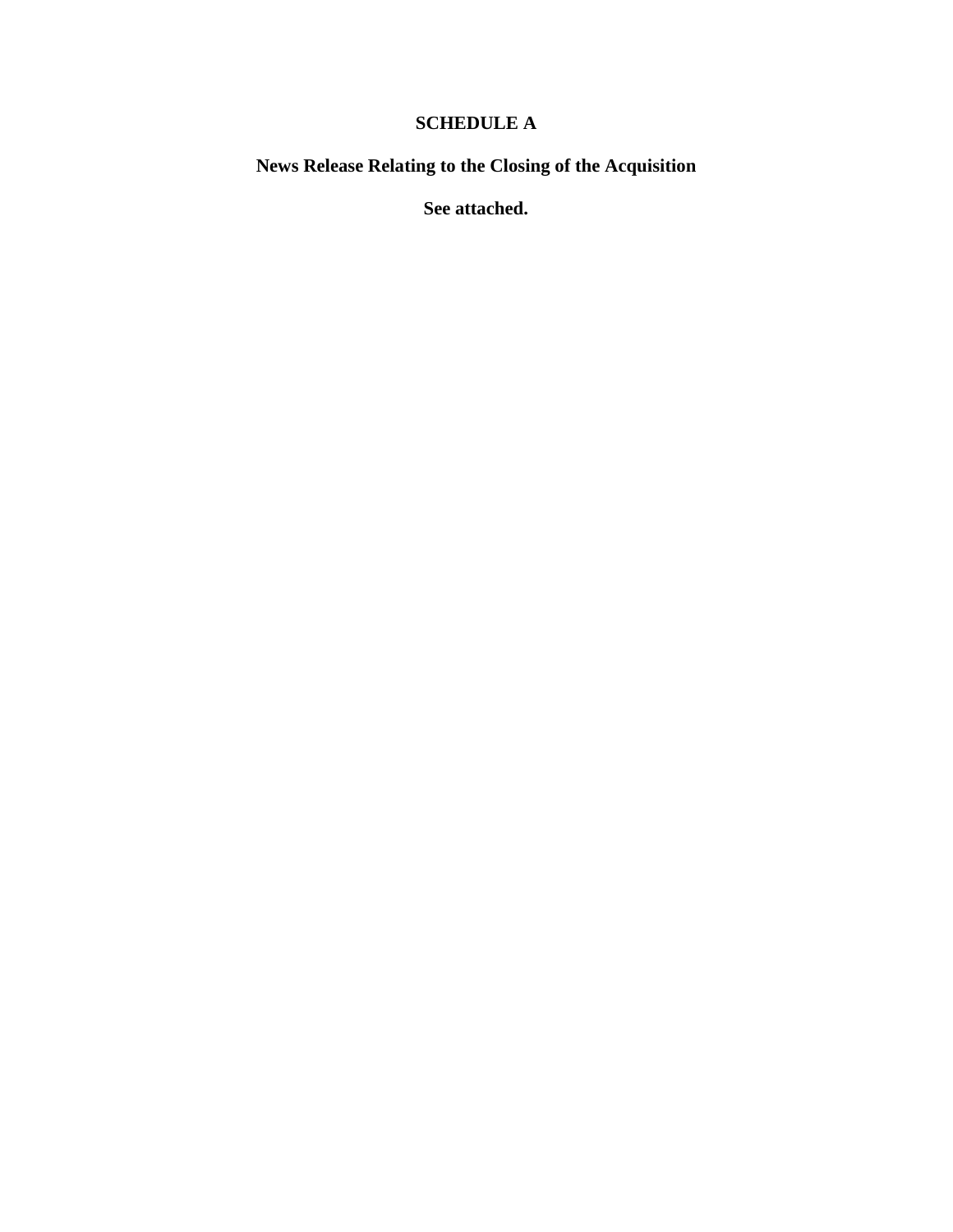# SCHEDULE A

## News Release Relating to the Closing of the Acquisition

**See attached.**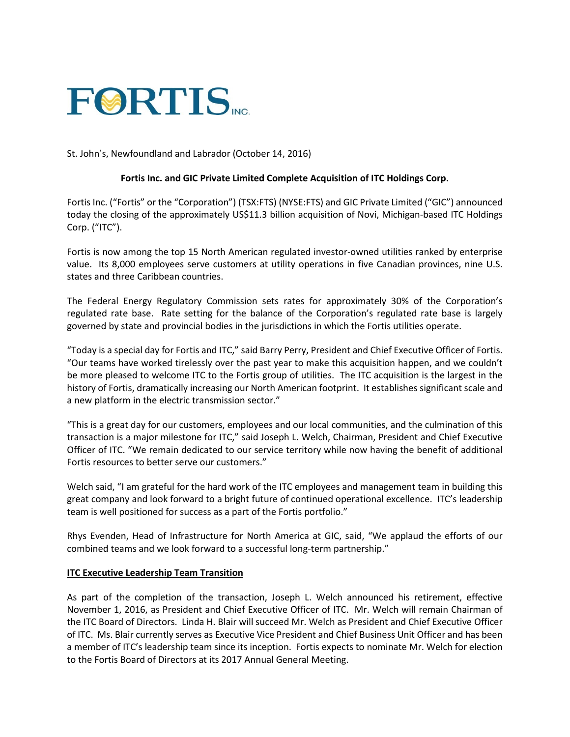# FORTIS INC.

St. John's, Newfoundland and Labrador (October 14, 2016)

**Fortis Inc. and GIC Private Limited Complete Acquisition of ITC Holdings Corp.**

Fortis Inc. ("Fortis" or the "Corporation") (TSX:FTS) (NYSE:FTS) and GIC Private Limited ("GIC") announced today the closing of the approximately US$11.3 billion acquisition of Novi, Michigan-based ITC Holdings Corp. ("ITC").

Fortis is now among the top 15 North American regulated investor-owned utilities ranked by enterprise value. Its 8,000 employees serve customers at utility operations in five Canadian provinces, nine U.S. states and three Caribbean countries.

The Federal Energy Regulatory Commission sets rates for approximately 30% of the Corporation's regulated rate base. Rate setting for the balance of the Corporation's regulated rate base is largely governed by state and provincial bodies in the jurisdictions in which the Fortis utilities operate.

"Today is a special day for Fortis and ITC," said Barry Perry, President and Chief Executive Officer of Fortis. "Our teams have worked tirelessly over the past year to make this acquisition happen, and we couldn't be more pleased to welcome ITC to the Fortis group of utilities. The ITC acquisition is the largest in the history of Fortis, dramatically increasing our North American footprint. It establishes significant scale and a new platform in the electric transmission sector."

"This is a great day for our customers, employees and our local communities, and the culmination of this transaction is a major milestone for ITC," said Joseph L. Welch, Chairman, President and Chief Executive Officer of ITC. "We remain dedicated to our service territory while now having the benefit of additional Fortis resources to better serve our customers."

Welch said, "I am grateful for the hard work of the ITC employees and management team in building this great company and look forward to a bright future of continued operational excellence. ITC's leadership team is well positioned for success as a part of the Fortis portfolio."

Rhys Evenden, Head of Infrastructure for North America at GIC, said, "We applaud the efforts of our combined teams and we look forward to a successful long-term partnership."

**ITC Executive Leadership Team Transition**

As part of the completion of the transaction, Joseph L. Welch announced his retirement, effective November 1, 2016, as President and Chief Executive Officer of ITC. Mr. Welch will remain Chairman of the ITC Board of Directors. Linda H. Blair will succeed Mr. Welch as President and Chief Executive Officer of ITC. Ms. Blair currently serves as Executive Vice President and Chief Business Unit Officer and has been a member of ITC's leadership team since its inception. Fortis expects to nominate Mr. Welch for election to the Fortis Board of Directors at its 2017 Annual General Meeting.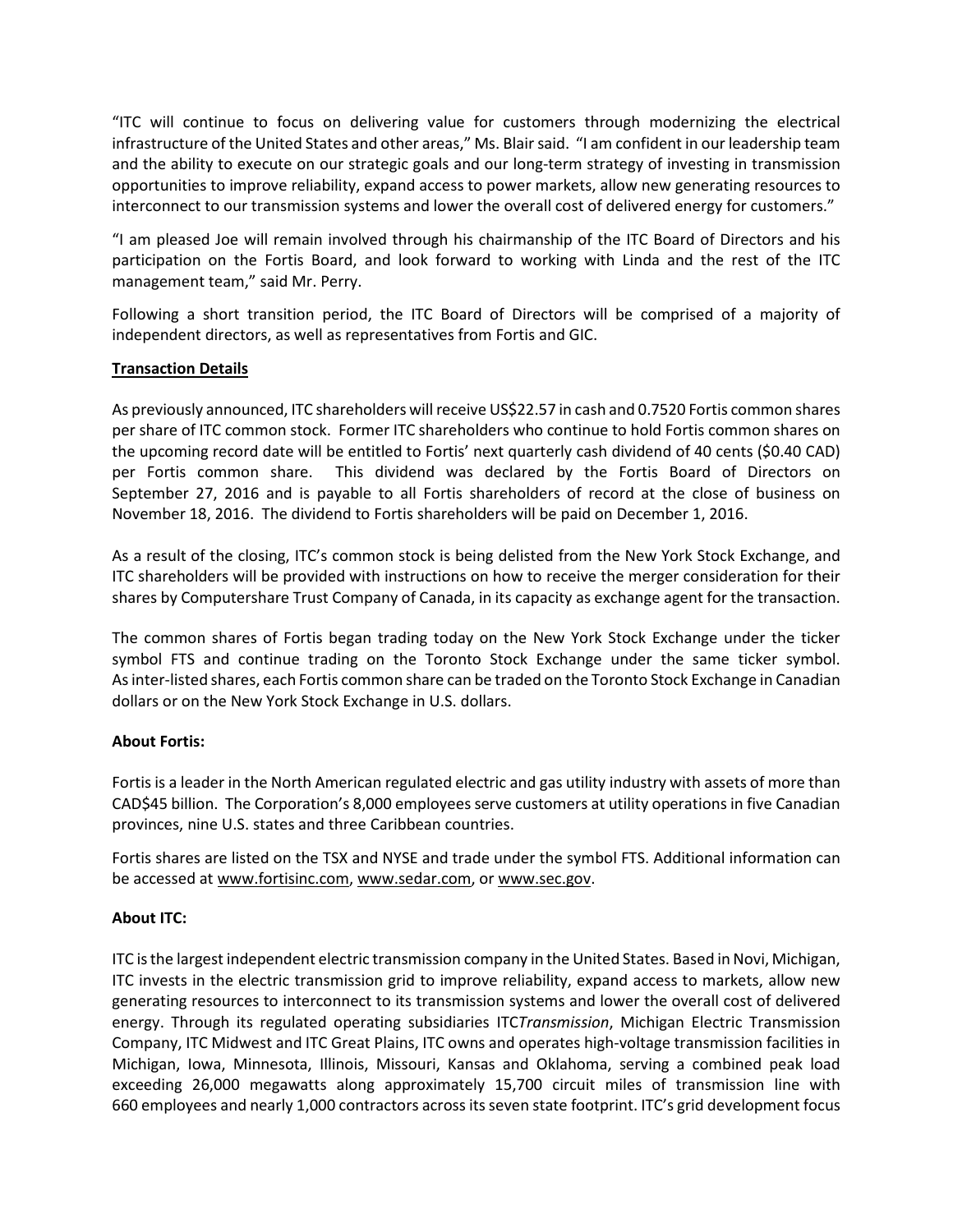"ITC will continue to focus on delivering value for customers through modernizing the electrical infrastructure of the United States and other areas," Ms. Blair said. "I am confident in our leadership team and the ability to execute on our strategic goals and our long-term strategy of investing in transmission opportunities to improve reliability, expand access to power markets, allow new generating resources to interconnect to our transmission systems and lower the overall cost of delivered energy for customers."

"I am pleased Joe will remain involved through his chairmanship of the ITC Board of Directors and his participation on the Fortis Board, and look forward to working with Linda and the rest of the ITC management team," said Mr. Perry.

Following a short transition period, the ITC Board of Directors will be comprised of a majority of independent directors, as well as representatives from Fortis and GIC.

**Transaction Details**

As previously announced, ITC shareholders will receive US$22.57 in cash and 0.7520 Fortis common shares per share of ITC common stock. Former ITC shareholders who continue to hold Fortis common shares on the upcoming record date will be entitled to Fortis' next quarterly cash dividend of 40 cents ($0.40 CAD) per Fortis common share. This dividend was declared by the Fortis Board of Directors on September 27, 2016 and is payable to all Fortis shareholders of record at the close of business on November 18, 2016. The dividend to Fortis shareholders will be paid on December 1, 2016.

As a result of the closing, ITC's common stock is being delisted from the New York Stock Exchange, and ITC shareholders will be provided with instructions on how to receive the merger consideration for their shares by Computershare Trust Company of Canada, in its capacity as exchange agent for the transaction.

The common shares of Fortis began trading today on the New York Stock Exchange under the ticker symbol FTS and continue trading on the Toronto Stock Exchange under the same ticker symbol. As inter-listed shares, each Fortis common share can be traded on the Toronto Stock Exchange in Canadian dollars or on the New York Stock Exchange in U.S. dollars.

**About Fortis:**

Fortis is a leader in the North American regulated electric and gas utility industry with assets of more than CAD$45 billion. The Corporation's 8,000 employees serve customers at utility operations in five Canadian provinces, nine U.S. states and three Caribbean countries.

Fortis shares are listed on the TSX and NYSE and trade under the symbol FTS. Additional information can be accessed at www.fortisinc.com, www.sedar.com, or www.sec.gov.

**About ITC:**

ITC is the largest independent electric transmission company in the United States. Based in Novi, Michigan, ITC invests in the electric transmission grid to improve reliability, expand access to markets, allow new generating resources to interconnect to its transmission systems and lower the overall cost of delivered energy. Through its regulated operating subsidiaries ITC*Transmission*, Michigan Electric Transmission Company, ITC Midwest and ITC Great Plains, ITC owns and operates high-voltage transmission facilities in Michigan, Iowa, Minnesota, Illinois, Missouri, Kansas and Oklahoma, serving a combined peak load exceeding 26,000 megawatts along approximately 15,700 circuit miles of transmission line with 660 employees and nearly 1,000 contractors across its seven state footprint. ITC's grid development focus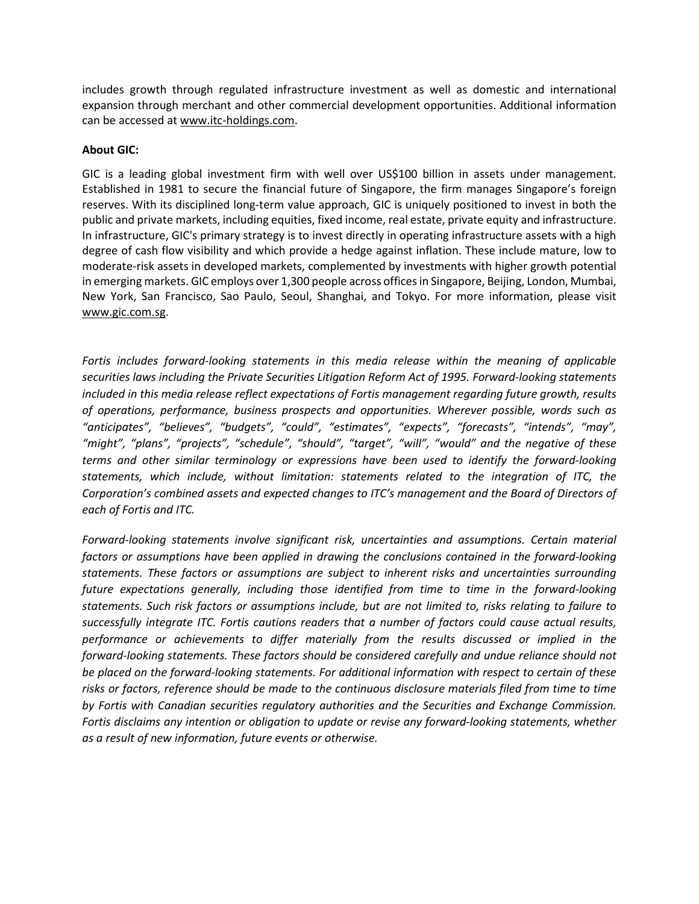includes growth through regulated infrastructure investment as well as domestic and international expansion through merchant and other commercial development opportunities. Additional information can be accessed at www.itc-holdings.com.

**About GIC:**

GIC is a leading global investment firm with well over US$100 billion in assets under management. Established in 1981 to secure the financial future of Singapore, the firm manages Singapore's foreign reserves. With its disciplined long-term value approach, GIC is uniquely positioned to invest in both the public and private markets, including equities, fixed income, real estate, private equity and infrastructure. In infrastructure, GIC's primary strategy is to invest directly in operating infrastructure assets with a high degree of cash flow visibility and which provide a hedge against inflation. These include mature, low to moderate-risk assets in developed markets, complemented by investments with higher growth potential in emerging markets. GIC employs over 1,300 people across offices in Singapore, Beijing, London, Mumbai, New York, San Francisco, Sao Paulo, Seoul, Shanghai, and Tokyo. For more information, please visit www.gic.com.sg.

*Fortis includes forward-looking statements in this media release within the meaning of applicable securities laws including the Private Securities Litigation Reform Act of 1995. Forward-looking statements included in this media release reflect expectations of Fortis management regarding future growth, results of operations, performance, business prospects and opportunities. Wherever possible, words such as "anticipates", "believes", "budgets", "could", "estimates", "expects", "forecasts", "intends", "may", "might", "plans", "projects", "schedule", "should", "target", "will", "would" and the negative of these terms and other similar terminology or expressions have been used to identify the forward-looking statements, which include, without limitation: statements related to the integration of ITC, the Corporation's combined assets and expected changes to ITC's management and the Board of Directors of each of Fortis and ITC.*

*Forward-looking statements involve significant risk, uncertainties and assumptions. Certain material factors or assumptions have been applied in drawing the conclusions contained in the forward-looking statements. These factors or assumptions are subject to inherent risks and uncertainties surrounding future expectations generally, including those identified from time to time in the forward-looking statements. Such risk factors or assumptions include, but are not limited to, risks relating to failure to successfully integrate ITC. Fortis cautions readers that a number of factors could cause actual results, performance or achievements to differ materially from the results discussed or implied in the forward-looking statements. These factors should be considered carefully and undue reliance should not be placed on the forward-looking statements. For additional information with respect to certain of these risks or factors, reference should be made to the continuous disclosure materials filed from time to time by Fortis with Canadian securities regulatory authorities and the Securities and Exchange Commission. Fortis disclaims any intention or obligation to update or revise any forward-looking statements, whether as a result of new information, future events or otherwise.*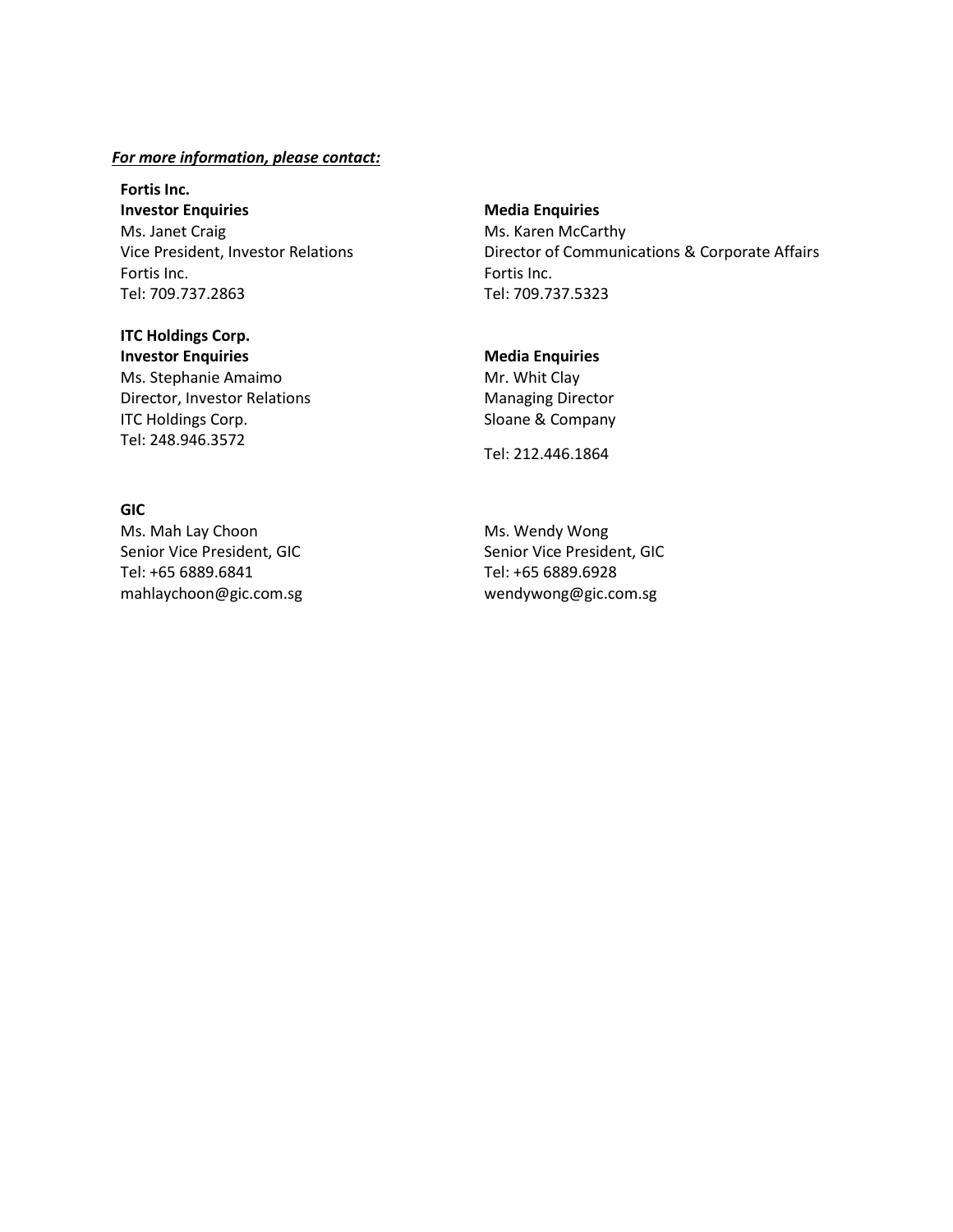***For more information, please contact:***

**Fortis Inc.**

**Investor Enquiries**
Ms. Janet Craig
Vice President, Investor Relations
Fortis Inc.
Tel: 709.737.2863

**Media Enquiries**
Ms. Karen McCarthy
Director of Communications & Corporate Affairs
Fortis Inc.
Tel: 709.737.5323

**ITC Holdings Corp.**

**Investor Enquiries**
Ms. Stephanie Amaimo
Director, Investor Relations
ITC Holdings Corp.
Tel: 248.946.3572

**Media Enquiries**
Mr. Whit Clay
Managing Director
Sloane & Company

Tel: 212.446.1864

**GIC**

Ms. Mah Lay Choon
Senior Vice President, GIC
Tel: +65 6889.6841
mahlaychoon@gic.com.sg

Ms. Wendy Wong
Senior Vice President, GIC
Tel: +65 6889.6928
wendywong@gic.com.sg